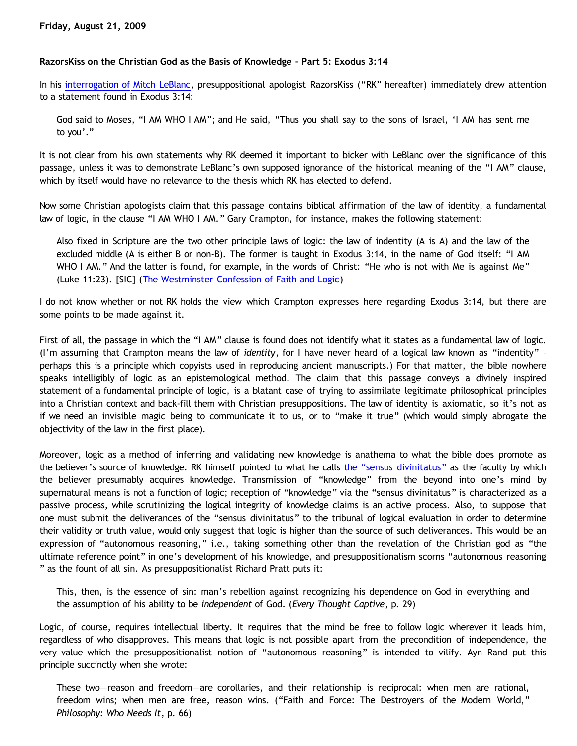**Friday, August 21, 2009**

**RazorsKiss on the Christian God as the Basis of Knowledge – Part 5: Exodus 3:14**

In his interrogation of Mitch LeBlanc, presuppositional apologist RazorsKiss ("RK" hereafter) immediately drew attention to a statement found in Exodus 3:14:

> God said to Moses, "I AM WHO I AM"; and He said, "Thus you shall say to the sons of Israel, 'I AM has sent me to you'."

It is not clear from his own statements why RK deemed it important to bicker with LeBlanc over the significance of this passage, unless it was to demonstrate LeBlanc's own supposed ignorance of the historical meaning of the "I AM" clause, which by itself would have no relevance to the thesis which RK has elected to defend.

Now some Christian apologists claim that this passage contains biblical affirmation of the law of identity, a fundamental law of logic, in the clause "I AM WHO I AM." Gary Crampton, for instance, makes the following statement:

> Also fixed in Scripture are the two other principle laws of logic: the law of indentity (A is A) and the law of the excluded middle (A is either B or non-B). The former is taught in Exodus 3:14, in the name of God itself: "I AM WHO I AM." And the latter is found, for example, in the words of Christ: "He who is not with Me is against Me" (Luke 11:23). [SIC] (The Westminster Confession of Faith and Logic)

I do not know whether or not RK holds the view which Crampton expresses here regarding Exodus 3:14, but there are some points to be made against it.

First of all, the passage in which the "I AM" clause is found does not identify what it states as a fundamental law of logic. (I'm assuming that Crampton means the law of *identity*, for I have never heard of a logical law known as "indentity" – perhaps this is a principle which copyists used in reproducing ancient manuscripts.) For that matter, the bible nowhere speaks intelligibly of logic as an epistemological method. The claim that this passage conveys a divinely inspired statement of a fundamental principle of logic, is a blatant case of trying to assimilate legitimate philosophical principles into a Christian context and back-fill them with Christian presuppositions. The law of identity is axiomatic, so it's not as if we need an invisible magic being to communicate it to us, or to "make it true" (which would simply abrogate the objectivity of the law in the first place).

Moreover, logic as a method of inferring and validating new knowledge is anathema to what the bible does promote as the believer's source of knowledge. RK himself pointed to what he calls the "sensus divinitatus" as the faculty by which the believer presumably acquires knowledge. Transmission of "knowledge" from the beyond into one's mind by supernatural means is not a function of logic; reception of "knowledge" via the "sensus divinitatus" is characterized as a passive process, while scrutinizing the logical integrity of knowledge claims is an active process. Also, to suppose that one must submit the deliverances of the "sensus divinitatus" to the tribunal of logical evaluation in order to determine their validity or truth value, would only suggest that logic is higher than the source of such deliverances. This would be an expression of "autonomous reasoning," i.e., taking something other than the revelation of the Christian god as "the ultimate reference point" in one's development of his knowledge, and presuppositionalism scorns "autonomous reasoning" as the fount of all sin. As presuppositionalist Richard Pratt puts it:

> This, then, is the essence of sin: man's rebellion against recognizing his dependence on God in everything and the assumption of his ability to be *independent* of God. (*Every Thought Captive*, p. 29)

Logic, of course, requires intellectual liberty. It requires that the mind be free to follow logic wherever it leads him, regardless of who disapproves. This means that logic is not possible apart from the precondition of independence, the very value which the presuppositionalist notion of "autonomous reasoning" is intended to vilify. Ayn Rand put this principle succinctly when she wrote:

> These two—reason and freedom—are corollaries, and their relationship is reciprocal: when men are rational, freedom wins; when men are free, reason wins. ("Faith and Force: The Destroyers of the Modern World," *Philosophy: Who Needs It*, p. 66)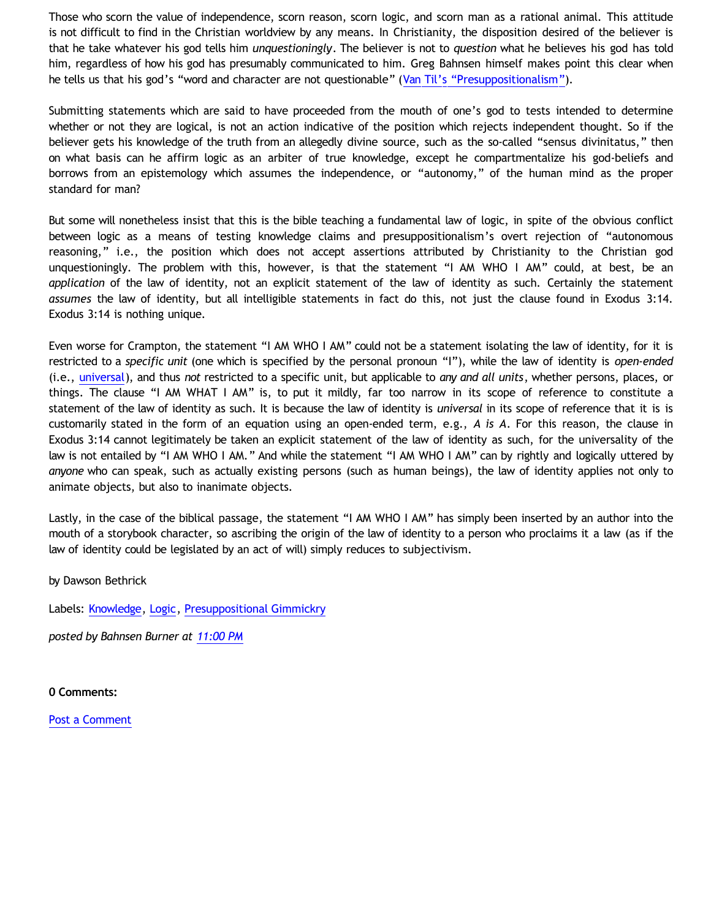Those who scorn the value of independence, scorn reason, scorn logic, and scorn man as a rational animal. This attitude is not difficult to find in the Christian worldview by any means. In Christianity, the disposition desired of the believer is that he take whatever his god tells him *unquestioningly*. The believer is not to *question* what he believes his god has told him, regardless of how his god has presumably communicated to him. Greg Bahnsen himself makes point this clear when he tells us that his god's "word and character are not questionable" ([Van Til's "Presuppositionalism"]).

Submitting statements which are said to have proceeded from the mouth of one's god to tests intended to determine whether or not they are logical, is not an action indicative of the position which rejects independent thought. So if the believer gets his knowledge of the truth from an allegedly divine source, such as the so-called "sensus divinitatus," then on what basis can he affirm logic as an arbiter of true knowledge, except he compartmentalize his god-beliefs and borrows from an epistemology which assumes the independence, or "autonomy," of the human mind as the proper standard for man?

But some will nonetheless insist that this is the bible teaching a fundamental law of logic, in spite of the obvious conflict between logic as a means of testing knowledge claims and presuppositionalism's overt rejection of "autonomous reasoning," i.e., the position which does not accept assertions attributed by Christianity to the Christian god unquestioningly. The problem with this, however, is that the statement "I AM WHO I AM" could, at best, be an *application* of the law of identity, not an explicit statement of the law of identity as such. Certainly the statement *assumes* the law of identity, but all intelligible statements in fact do this, not just the clause found in Exodus 3:14. Exodus 3:14 is nothing unique.

Even worse for Crampton, the statement "I AM WHO I AM" could not be a statement isolating the law of identity, for it is restricted to a *specific unit* (one which is specified by the personal pronoun "I"), while the law of identity is *open-ended* (i.e., [universal]), and thus *not* restricted to a specific unit, but applicable to *any and all units*, whether persons, places, or things. The clause "I AM WHAT I AM" is, to put it mildly, far too narrow in its scope of reference to constitute a statement of the law of identity as such. It is because the law of identity is *universal* in its scope of reference that it is is customarily stated in the form of an equation using an open-ended term, e.g., *A is A*. For this reason, the clause in Exodus 3:14 cannot legitimately be taken an explicit statement of the law of identity as such, for the universality of the law is not entailed by "I AM WHO I AM." And while the statement "I AM WHO I AM" can by rightly and logically uttered by *anyone* who can speak, such as actually existing persons (such as human beings), the law of identity applies not only to animate objects, but also to inanimate objects.

Lastly, in the case of the biblical passage, the statement "I AM WHO I AM" has simply been inserted by an author into the mouth of a storybook character, so ascribing the origin of the law of identity to a person who proclaims it a law (as if the law of identity could be legislated by an act of will) simply reduces to subjectivism.

by Dawson Bethrick

Labels: Knowledge, Logic, Presuppositional Gimmickry

*posted by Bahnsen Burner at 11:00 PM*

**0 Comments:**

Post a Comment